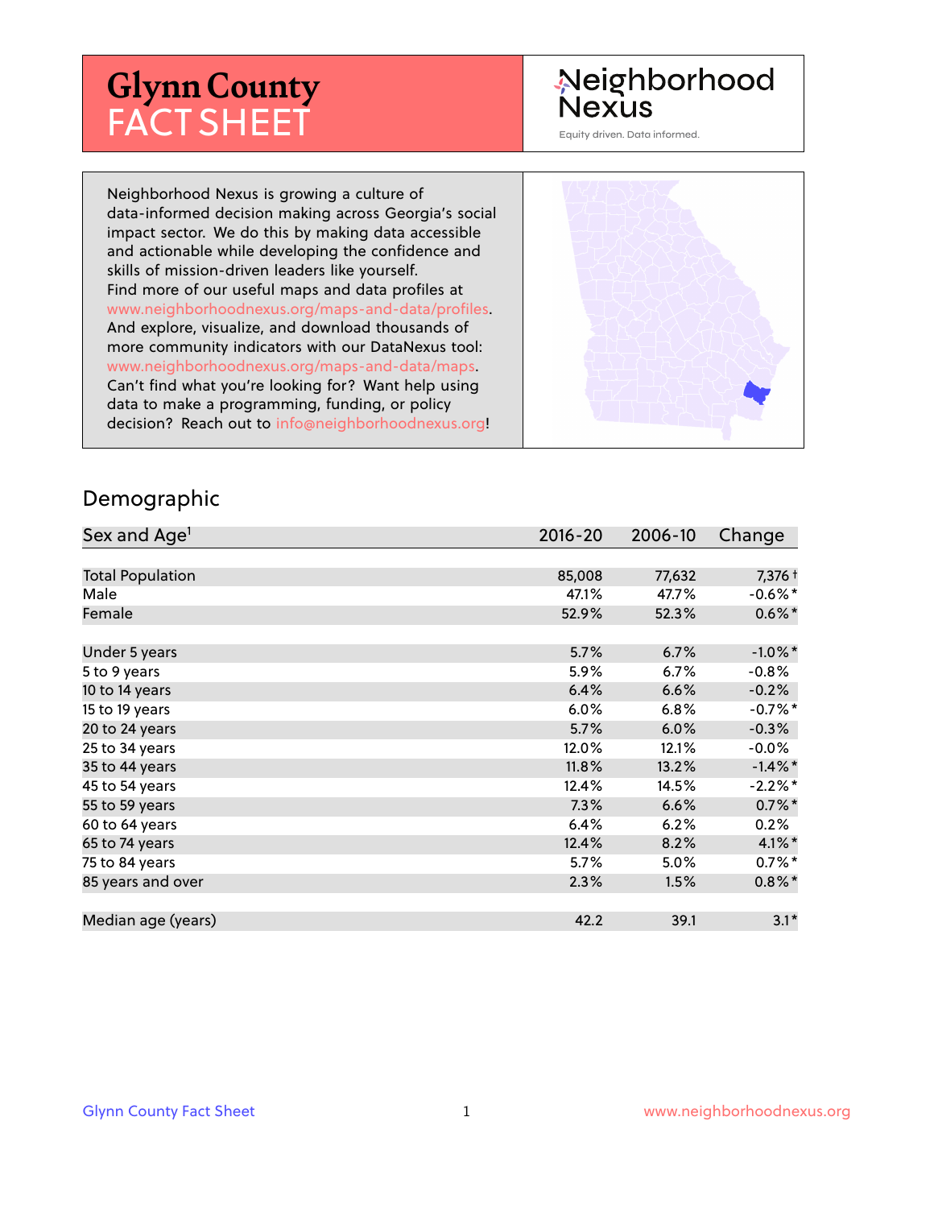# Glynn County FACT SHEET

Neighborhood Nexus

Equity driven. Data informed.

Neighborhood Nexus is growing a culture of data-informed decision making across Georgia's social impact sector. We do this by making data accessible and actionable while developing the confidence and skills of mission-driven leaders like yourself. Find more of our useful maps and data profiles at www.neighborhoodnexus.org/maps-and-data/profiles. And explore, visualize, and download thousands of more community indicators with our DataNexus tool: www.neighborhoodnexus.org/maps-and-data/maps. Can't find what you're looking for? Want help using data to make a programming, funding, or policy decision? Reach out to info@neighborhoodnexus.org!

## Demographic

| Sex and Age[1] | 2016-20 | 2006-10 | Change |
|---|---|---|---|
| Total Population | 85,008 | 77,632 | 7,376 † |
| Male | 47.1% | 47.7% | -0.6%* |
| Female | 52.9% | 52.3% | 0.6%* |
| | | | |
| Under 5 years | 5.7% | 6.7% | -1.0%* |
| 5 to 9 years | 5.9% | 6.7% | -0.8% |
| 10 to 14 years | 6.4% | 6.6% | -0.2% |
| 15 to 19 years | 6.0% | 6.8% | -0.7%* |
| 20 to 24 years | 5.7% | 6.0% | -0.3% |
| 25 to 34 years | 12.0% | 12.1% | -0.0% |
| 35 to 44 years | 11.8% | 13.2% | -1.4%* |
| 45 to 54 years | 12.4% | 14.5% | -2.2%* |
| 55 to 59 years | 7.3% | 6.6% | 0.7%* |
| 60 to 64 years | 6.4% | 6.2% | 0.2% |
| 65 to 74 years | 12.4% | 8.2% | 4.1%* |
| 75 to 84 years | 5.7% | 5.0% | 0.7%* |
| 85 years and over | 2.3% | 1.5% | 0.8%* |
| | | | |
| Median age (years) | 42.2 | 39.1 | 3.1* |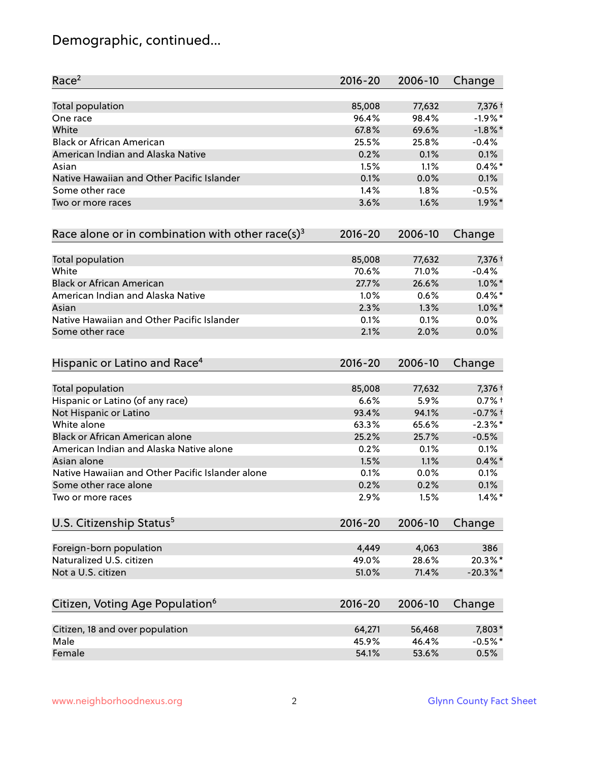# Demographic, continued...

| Race[2] | 2016-20 | 2006-10 | Change |
|---|---|---|---|
| Total population | 85,008 | 77,632 | 7,376 † |
| One race | 96.4% | 98.4% | -1.9% * |
| White | 67.8% | 69.6% | -1.8% * |
| Black or African American | 25.5% | 25.8% | -0.4% |
| American Indian and Alaska Native | 0.2% | 0.1% | 0.1% |
| Asian | 1.5% | 1.1% | 0.4% * |
| Native Hawaiian and Other Pacific Islander | 0.1% | 0.0% | 0.1% |
| Some other race | 1.4% | 1.8% | -0.5% |
| Two or more races | 3.6% | 1.6% | 1.9% * |

| Race alone or in combination with other race(s)[3] | 2016-20 | 2006-10 | Change |
|---|---|---|---|
| Total population | 85,008 | 77,632 | 7,376 † |
| White | 70.6% | 71.0% | -0.4% |
| Black or African American | 27.7% | 26.6% | 1.0% * |
| American Indian and Alaska Native | 1.0% | 0.6% | 0.4% * |
| Asian | 2.3% | 1.3% | 1.0% * |
| Native Hawaiian and Other Pacific Islander | 0.1% | 0.1% | 0.0% |
| Some other race | 2.1% | 2.0% | 0.0% |

| Hispanic or Latino and Race[4] | 2016-20 | 2006-10 | Change |
|---|---|---|---|
| Total population | 85,008 | 77,632 | 7,376 † |
| Hispanic or Latino (of any race) | 6.6% | 5.9% | 0.7% † |
| Not Hispanic or Latino | 93.4% | 94.1% | -0.7% † |
| White alone | 63.3% | 65.6% | -2.3% * |
| Black or African American alone | 25.2% | 25.7% | -0.5% |
| American Indian and Alaska Native alone | 0.2% | 0.1% | 0.1% |
| Asian alone | 1.5% | 1.1% | 0.4% * |
| Native Hawaiian and Other Pacific Islander alone | 0.1% | 0.0% | 0.1% |
| Some other race alone | 0.2% | 0.2% | 0.1% |
| Two or more races | 2.9% | 1.5% | 1.4% * |

| U.S. Citizenship Status[5] | 2016-20 | 2006-10 | Change |
|---|---|---|---|
| Foreign-born population | 4,449 | 4,063 | 386 |
| Naturalized U.S. citizen | 49.0% | 28.6% | 20.3% * |
| Not a U.S. citizen | 51.0% | 71.4% | -20.3% * |

| Citizen, Voting Age Population[6] | 2016-20 | 2006-10 | Change |
|---|---|---|---|
| Citizen, 18 and over population | 64,271 | 56,468 | 7,803 * |
| Male | 45.9% | 46.4% | -0.5% * |
| Female | 54.1% | 53.6% | 0.5% |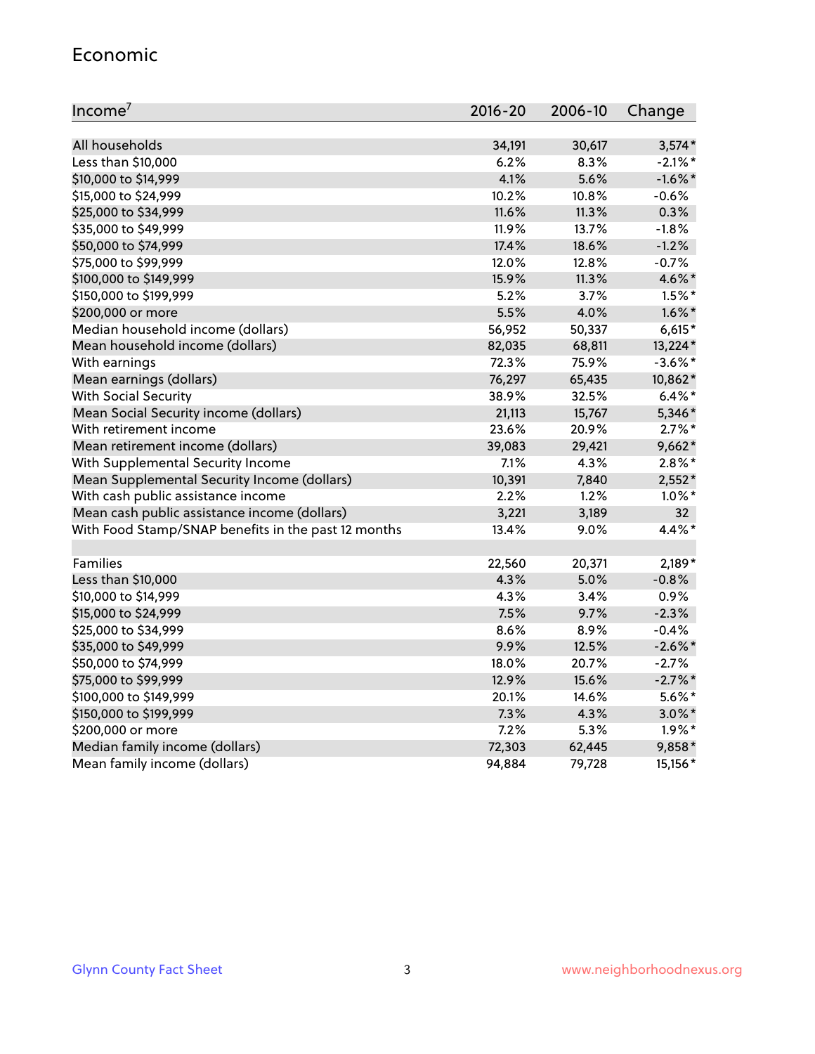## Economic

| Income[7] | 2016-20 | 2006-10 | Change |
|---|---|---|---|
| All households | 34,191 | 30,617 | 3,574* |
| Less than $10,000 | 6.2% | 8.3% | -2.1%* |
| $10,000 to $14,999 | 4.1% | 5.6% | -1.6%* |
| $15,000 to $24,999 | 10.2% | 10.8% | -0.6% |
| $25,000 to $34,999 | 11.6% | 11.3% | 0.3% |
| $35,000 to $49,999 | 11.9% | 13.7% | -1.8% |
| $50,000 to $74,999 | 17.4% | 18.6% | -1.2% |
| $75,000 to $99,999 | 12.0% | 12.8% | -0.7% |
| $100,000 to $149,999 | 15.9% | 11.3% | 4.6%* |
| $150,000 to $199,999 | 5.2% | 3.7% | 1.5%* |
| $200,000 or more | 5.5% | 4.0% | 1.6%* |
| Median household income (dollars) | 56,952 | 50,337 | 6,615* |
| Mean household income (dollars) | 82,035 | 68,811 | 13,224* |
| With earnings | 72.3% | 75.9% | -3.6%* |
| Mean earnings (dollars) | 76,297 | 65,435 | 10,862* |
| With Social Security | 38.9% | 32.5% | 6.4%* |
| Mean Social Security income (dollars) | 21,113 | 15,767 | 5,346* |
| With retirement income | 23.6% | 20.9% | 2.7%* |
| Mean retirement income (dollars) | 39,083 | 29,421 | 9,662* |
| With Supplemental Security Income | 7.1% | 4.3% | 2.8%* |
| Mean Supplemental Security Income (dollars) | 10,391 | 7,840 | 2,552* |
| With cash public assistance income | 2.2% | 1.2% | 1.0%* |
| Mean cash public assistance income (dollars) | 3,221 | 3,189 | 32 |
| With Food Stamp/SNAP benefits in the past 12 months | 13.4% | 9.0% | 4.4%* |
| | | | |
| Families | 22,560 | 20,371 | 2,189* |
| Less than $10,000 | 4.3% | 5.0% | -0.8% |
| $10,000 to $14,999 | 4.3% | 3.4% | 0.9% |
| $15,000 to $24,999 | 7.5% | 9.7% | -2.3% |
| $25,000 to $34,999 | 8.6% | 8.9% | -0.4% |
| $35,000 to $49,999 | 9.9% | 12.5% | -2.6%* |
| $50,000 to $74,999 | 18.0% | 20.7% | -2.7% |
| $75,000 to $99,999 | 12.9% | 15.6% | -2.7%* |
| $100,000 to $149,999 | 20.1% | 14.6% | 5.6%* |
| $150,000 to $199,999 | 7.3% | 4.3% | 3.0%* |
| $200,000 or more | 7.2% | 5.3% | 1.9%* |
| Median family income (dollars) | 72,303 | 62,445 | 9,858* |
| Mean family income (dollars) | 94,884 | 79,728 | 15,156* |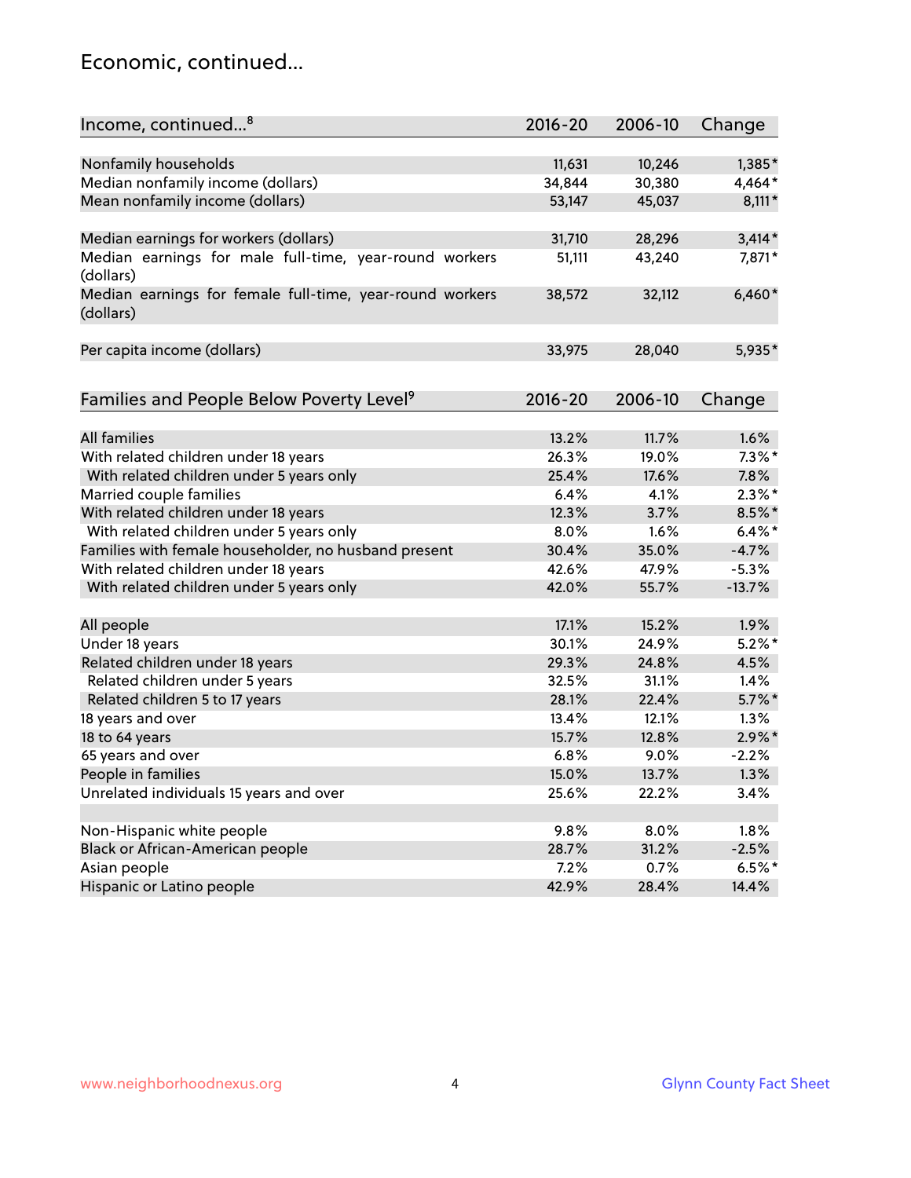# Economic, continued...

| Income, continued...[8] | 2016-20 | 2006-10 | Change |
|---|---|---|---|
| Nonfamily households | 11,631 | 10,246 | 1,385* |
| Median nonfamily income (dollars) | 34,844 | 30,380 | 4,464* |
| Mean nonfamily income (dollars) | 53,147 | 45,037 | 8,111* |
| Median earnings for workers (dollars) | 31,710 | 28,296 | 3,414* |
| Median earnings for male full-time, year-round workers (dollars) | 51,111 | 43,240 | 7,871* |
| Median earnings for female full-time, year-round workers (dollars) | 38,572 | 32,112 | 6,460* |
| Per capita income (dollars) | 33,975 | 28,040 | 5,935* |

| Families and People Below Poverty Level[9] | 2016-20 | 2006-10 | Change |
|---|---|---|---|
| All families | 13.2% | 11.7% | 1.6% |
| With related children under 18 years | 26.3% | 19.0% | 7.3%* |
| With related children under 5 years only | 25.4% | 17.6% | 7.8% |
| Married couple families | 6.4% | 4.1% | 2.3%* |
| With related children under 18 years | 12.3% | 3.7% | 8.5%* |
| With related children under 5 years only | 8.0% | 1.6% | 6.4%* |
| Families with female householder, no husband present | 30.4% | 35.0% | -4.7% |
| With related children under 18 years | 42.6% | 47.9% | -5.3% |
| With related children under 5 years only | 42.0% | 55.7% | -13.7% |
| All people | 17.1% | 15.2% | 1.9% |
| Under 18 years | 30.1% | 24.9% | 5.2%* |
| Related children under 18 years | 29.3% | 24.8% | 4.5% |
| Related children under 5 years | 32.5% | 31.1% | 1.4% |
| Related children 5 to 17 years | 28.1% | 22.4% | 5.7%* |
| 18 years and over | 13.4% | 12.1% | 1.3% |
| 18 to 64 years | 15.7% | 12.8% | 2.9%* |
| 65 years and over | 6.8% | 9.0% | -2.2% |
| People in families | 15.0% | 13.7% | 1.3% |
| Unrelated individuals 15 years and over | 25.6% | 22.2% | 3.4% |
| Non-Hispanic white people | 9.8% | 8.0% | 1.8% |
| Black or African-American people | 28.7% | 31.2% | -2.5% |
| Asian people | 7.2% | 0.7% | 6.5%* |
| Hispanic or Latino people | 42.9% | 28.4% | 14.4% |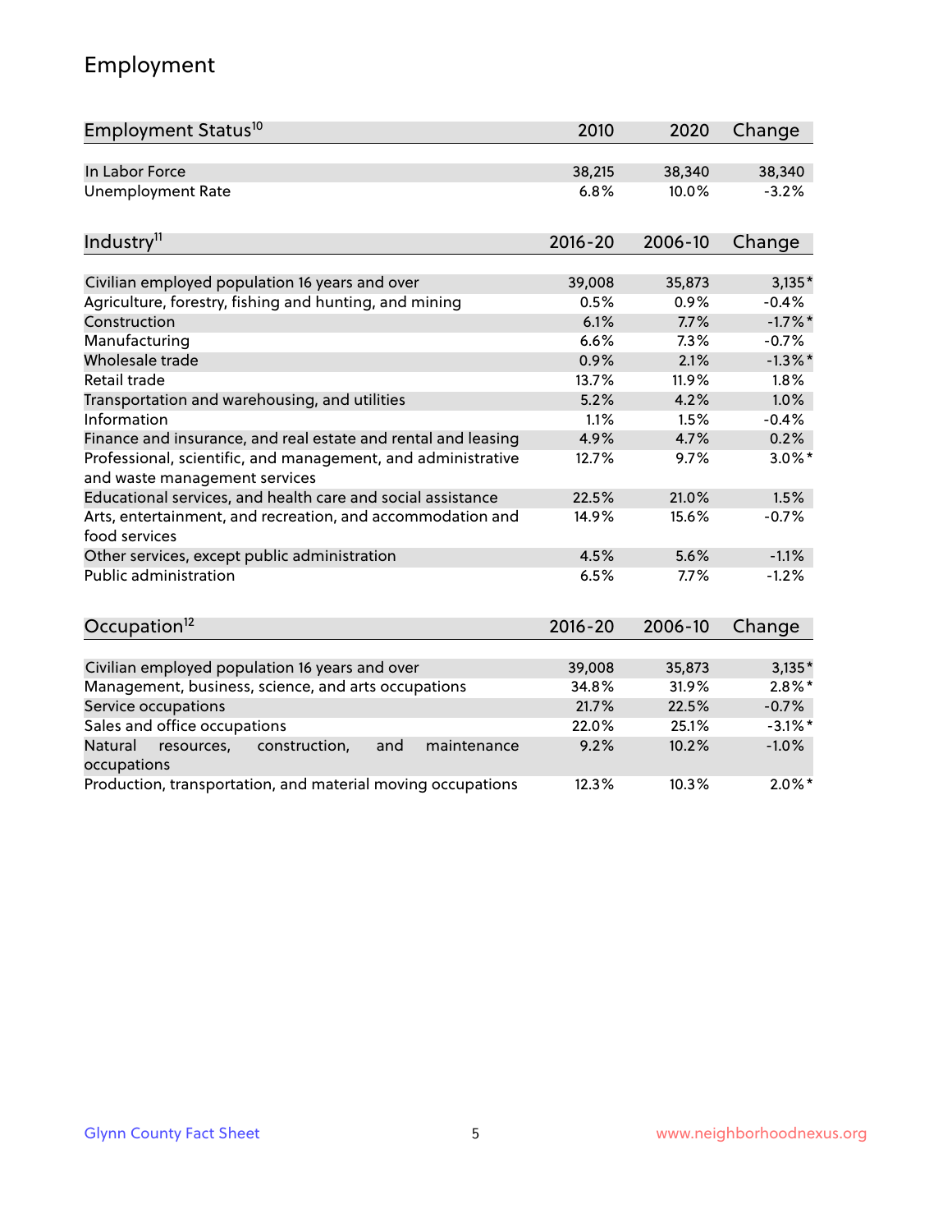## Employment

| Employment Status[10] | 2010 | 2020 | Change |
|---|---|---|---|
| In Labor Force | 38,215 | 38,340 | 38,340 |
| Unemployment Rate | 6.8% | 10.0% | -3.2% |

| Industry[11] | 2016-20 | 2006-10 | Change |
|---|---|---|---|
| Civilian employed population 16 years and over | 39,008 | 35,873 | 3,135* |
| Agriculture, forestry, fishing and hunting, and mining | 0.5% | 0.9% | -0.4% |
| Construction | 6.1% | 7.7% | -1.7%* |
| Manufacturing | 6.6% | 7.3% | -0.7% |
| Wholesale trade | 0.9% | 2.1% | -1.3%* |
| Retail trade | 13.7% | 11.9% | 1.8% |
| Transportation and warehousing, and utilities | 5.2% | 4.2% | 1.0% |
| Information | 1.1% | 1.5% | -0.4% |
| Finance and insurance, and real estate and rental and leasing | 4.9% | 4.7% | 0.2% |
| Professional, scientific, and management, and administrative and waste management services | 12.7% | 9.7% | 3.0%* |
| Educational services, and health care and social assistance | 22.5% | 21.0% | 1.5% |
| Arts, entertainment, and recreation, and accommodation and food services | 14.9% | 15.6% | -0.7% |
| Other services, except public administration | 4.5% | 5.6% | -1.1% |
| Public administration | 6.5% | 7.7% | -1.2% |

| Occupation[12] | 2016-20 | 2006-10 | Change |
|---|---|---|---|
| Civilian employed population 16 years and over | 39,008 | 35,873 | 3,135* |
| Management, business, science, and arts occupations | 34.8% | 31.9% | 2.8%* |
| Service occupations | 21.7% | 22.5% | -0.7% |
| Sales and office occupations | 22.0% | 25.1% | -3.1%* |
| Natural resources, construction, and maintenance occupations | 9.2% | 10.2% | -1.0% |
| Production, transportation, and material moving occupations | 12.3% | 10.3% | 2.0%* |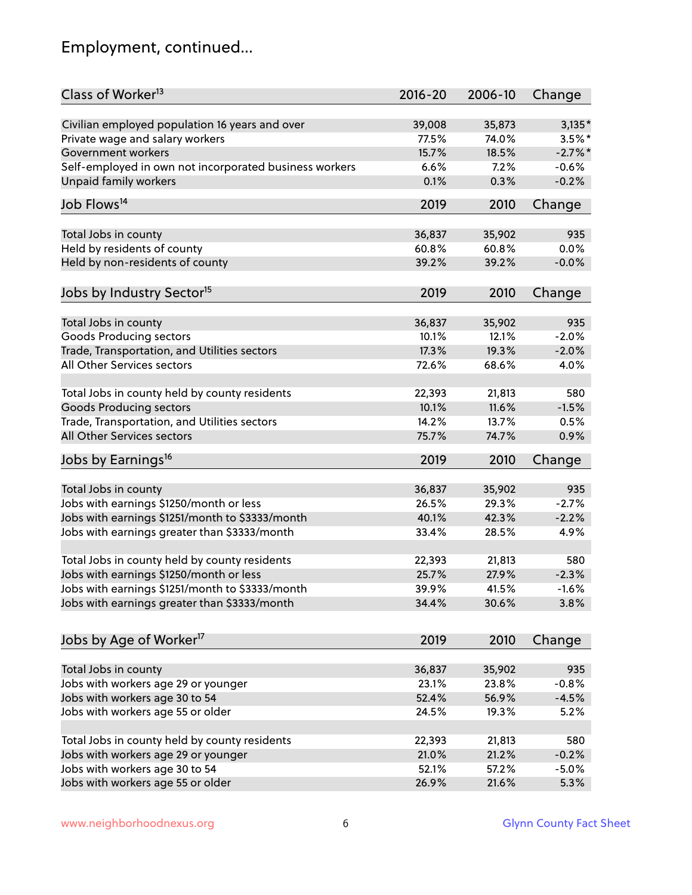# Employment, continued...

| Class of Worker[13] | 2016-20 | 2006-10 | Change |
|---|---|---|---|
| Civilian employed population 16 years and over | 39,008 | 35,873 | 3,135* |
| Private wage and salary workers | 77.5% | 74.0% | 3.5%* |
| Government workers | 15.7% | 18.5% | -2.7%* |
| Self-employed in own not incorporated business workers | 6.6% | 7.2% | -0.6% |
| Unpaid family workers | 0.1% | 0.3% | -0.2% |

| Job Flows[14] | 2019 | 2010 | Change |
|---|---|---|---|
| Total Jobs in county | 36,837 | 35,902 | 935 |
| Held by residents of county | 60.8% | 60.8% | 0.0% |
| Held by non-residents of county | 39.2% | 39.2% | -0.0% |

| Jobs by Industry Sector[15] | 2019 | 2010 | Change |
|---|---|---|---|
| Total Jobs in county | 36,837 | 35,902 | 935 |
| Goods Producing sectors | 10.1% | 12.1% | -2.0% |
| Trade, Transportation, and Utilities sectors | 17.3% | 19.3% | -2.0% |
| All Other Services sectors | 72.6% | 68.6% | 4.0% |
| | | | |
| Total Jobs in county held by county residents | 22,393 | 21,813 | 580 |
| Goods Producing sectors | 10.1% | 11.6% | -1.5% |
| Trade, Transportation, and Utilities sectors | 14.2% | 13.7% | 0.5% |
| All Other Services sectors | 75.7% | 74.7% | 0.9% |

| Jobs by Earnings[16] | 2019 | 2010 | Change |
|---|---|---|---|
| Total Jobs in county | 36,837 | 35,902 | 935 |
| Jobs with earnings $1250/month or less | 26.5% | 29.3% | -2.7% |
| Jobs with earnings $1251/month to $3333/month | 40.1% | 42.3% | -2.2% |
| Jobs with earnings greater than $3333/month | 33.4% | 28.5% | 4.9% |
| | | | |
| Total Jobs in county held by county residents | 22,393 | 21,813 | 580 |
| Jobs with earnings $1250/month or less | 25.7% | 27.9% | -2.3% |
| Jobs with earnings $1251/month to $3333/month | 39.9% | 41.5% | -1.6% |
| Jobs with earnings greater than $3333/month | 34.4% | 30.6% | 3.8% |

| Jobs by Age of Worker[17] | 2019 | 2010 | Change |
|---|---|---|---|
| Total Jobs in county | 36,837 | 35,902 | 935 |
| Jobs with workers age 29 or younger | 23.1% | 23.8% | -0.8% |
| Jobs with workers age 30 to 54 | 52.4% | 56.9% | -4.5% |
| Jobs with workers age 55 or older | 24.5% | 19.3% | 5.2% |
| | | | |
| Total Jobs in county held by county residents | 22,393 | 21,813 | 580 |
| Jobs with workers age 29 or younger | 21.0% | 21.2% | -0.2% |
| Jobs with workers age 30 to 54 | 52.1% | 57.2% | -5.0% |
| Jobs with workers age 55 or older | 26.9% | 21.6% | 5.3% |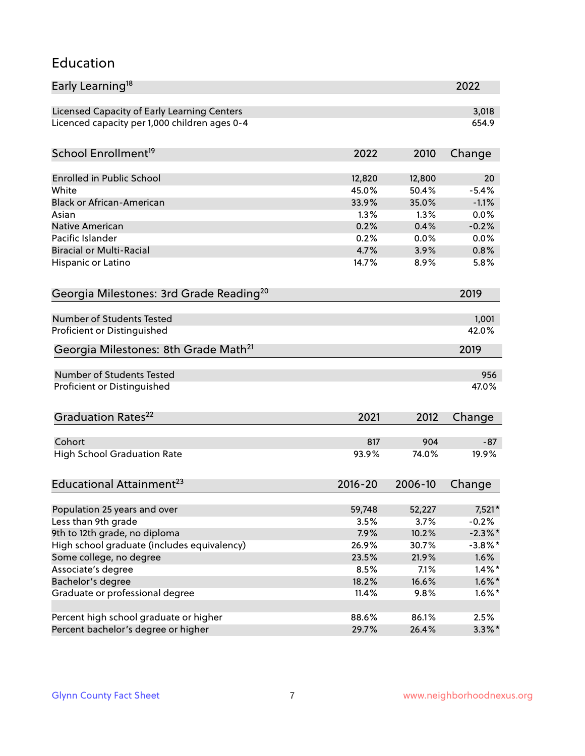# Education

| Early Learning[18] | 2022 |
|---|---|
| Licensed Capacity of Early Learning Centers | 3,018 |
| Licenced capacity per 1,000 children ages 0-4 | 654.9 |

| School Enrollment[19] | 2022 | 2010 | Change |
|---|---|---|---|
| Enrolled in Public School | 12,820 | 12,800 | 20 |
| White | 45.0% | 50.4% | -5.4% |
| Black or African-American | 33.9% | 35.0% | -1.1% |
| Asian | 1.3% | 1.3% | 0.0% |
| Native American | 0.2% | 0.4% | -0.2% |
| Pacific Islander | 0.2% | 0.0% | 0.0% |
| Biracial or Multi-Racial | 4.7% | 3.9% | 0.8% |
| Hispanic or Latino | 14.7% | 8.9% | 5.8% |

| Georgia Milestones: 3rd Grade Reading[20] | 2019 |
|---|---|
| Number of Students Tested | 1,001 |
| Proficient or Distinguished | 42.0% |

| Georgia Milestones: 8th Grade Math[21] | 2019 |
|---|---|
| Number of Students Tested | 956 |
| Proficient or Distinguished | 47.0% |

| Graduation Rates[22] | 2021 | 2012 | Change |
|---|---|---|---|
| Cohort | 817 | 904 | -87 |
| High School Graduation Rate | 93.9% | 74.0% | 19.9% |

| Educational Attainment[23] | 2016-20 | 2006-10 | Change |
|---|---|---|---|
| Population 25 years and over | 59,748 | 52,227 | 7,521* |
| Less than 9th grade | 3.5% | 3.7% | -0.2% |
| 9th to 12th grade, no diploma | 7.9% | 10.2% | -2.3%* |
| High school graduate (includes equivalency) | 26.9% | 30.7% | -3.8%* |
| Some college, no degree | 23.5% | 21.9% | 1.6% |
| Associate's degree | 8.5% | 7.1% | 1.4%* |
| Bachelor's degree | 18.2% | 16.6% | 1.6%* |
| Graduate or professional degree | 11.4% | 9.8% | 1.6%* |
| | | | |
| Percent high school graduate or higher | 88.6% | 86.1% | 2.5% |
| Percent bachelor's degree or higher | 29.7% | 26.4% | 3.3%* |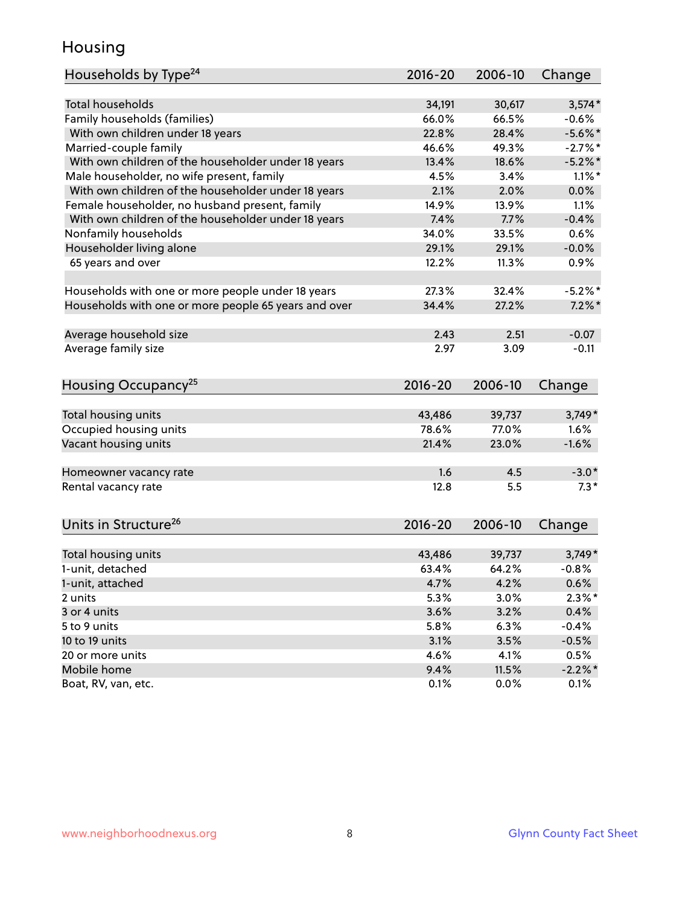# Housing

| Households by Type[24] | 2016-20 | 2006-10 | Change |
|---|---|---|---|
| Total households | 34,191 | 30,617 | 3,574* |
| Family households (families) | 66.0% | 66.5% | -0.6% |
| With own children under 18 years | 22.8% | 28.4% | -5.6%* |
| Married-couple family | 46.6% | 49.3% | -2.7%* |
| With own children of the householder under 18 years | 13.4% | 18.6% | -5.2%* |
| Male householder, no wife present, family | 4.5% | 3.4% | 1.1%* |
| With own children of the householder under 18 years | 2.1% | 2.0% | 0.0% |
| Female householder, no husband present, family | 14.9% | 13.9% | 1.1% |
| With own children of the householder under 18 years | 7.4% | 7.7% | -0.4% |
| Nonfamily households | 34.0% | 33.5% | 0.6% |
| Householder living alone | 29.1% | 29.1% | -0.0% |
| 65 years and over | 12.2% | 11.3% | 0.9% |
| | | | |
| Households with one or more people under 18 years | 27.3% | 32.4% | -5.2%* |
| Households with one or more people 65 years and over | 34.4% | 27.2% | 7.2%* |
| | | | |
| Average household size | 2.43 | 2.51 | -0.07 |
| Average family size | 2.97 | 3.09 | -0.11 |

| Housing Occupancy[25] | 2016-20 | 2006-10 | Change |
|---|---|---|---|
| Total housing units | 43,486 | 39,737 | 3,749* |
| Occupied housing units | 78.6% | 77.0% | 1.6% |
| Vacant housing units | 21.4% | 23.0% | -1.6% |
| | | | |
| Homeowner vacancy rate | 1.6 | 4.5 | -3.0* |
| Rental vacancy rate | 12.8 | 5.5 | 7.3* |

| Units in Structure[26] | 2016-20 | 2006-10 | Change |
|---|---|---|---|
| Total housing units | 43,486 | 39,737 | 3,749* |
| 1-unit, detached | 63.4% | 64.2% | -0.8% |
| 1-unit, attached | 4.7% | 4.2% | 0.6% |
| 2 units | 5.3% | 3.0% | 2.3%* |
| 3 or 4 units | 3.6% | 3.2% | 0.4% |
| 5 to 9 units | 5.8% | 6.3% | -0.4% |
| 10 to 19 units | 3.1% | 3.5% | -0.5% |
| 20 or more units | 4.6% | 4.1% | 0.5% |
| Mobile home | 9.4% | 11.5% | -2.2%* |
| Boat, RV, van, etc. | 0.1% | 0.0% | 0.1% |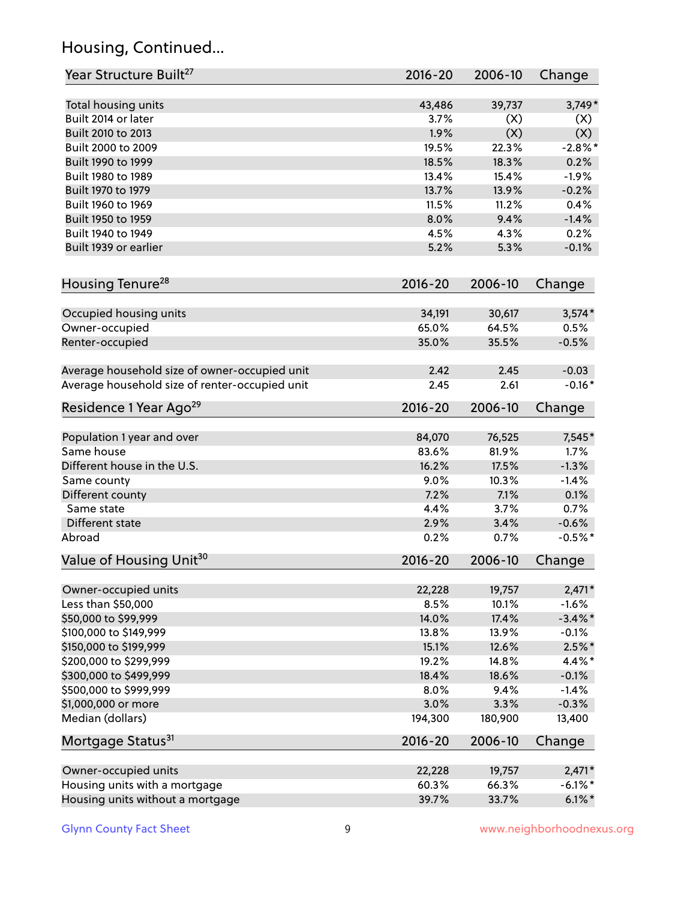## Housing, Continued...

| Year Structure Built[27] | 2016-20 | 2006-10 | Change |
|---|---|---|---|
| Total housing units | 43,486 | 39,737 | 3,749* |
| Built 2014 or later | 3.7% | (X) | (X) |
| Built 2010 to 2013 | 1.9% | (X) | (X) |
| Built 2000 to 2009 | 19.5% | 22.3% | -2.8%* |
| Built 1990 to 1999 | 18.5% | 18.3% | 0.2% |
| Built 1980 to 1989 | 13.4% | 15.4% | -1.9% |
| Built 1970 to 1979 | 13.7% | 13.9% | -0.2% |
| Built 1960 to 1969 | 11.5% | 11.2% | 0.4% |
| Built 1950 to 1959 | 8.0% | 9.4% | -1.4% |
| Built 1940 to 1949 | 4.5% | 4.3% | 0.2% |
| Built 1939 or earlier | 5.2% | 5.3% | -0.1% |

| Housing Tenure[28] | 2016-20 | 2006-10 | Change |
|---|---|---|---|
| Occupied housing units | 34,191 | 30,617 | 3,574* |
| Owner-occupied | 65.0% | 64.5% | 0.5% |
| Renter-occupied | 35.0% | 35.5% | -0.5% |
| Average household size of owner-occupied unit | 2.42 | 2.45 | -0.03 |
| Average household size of renter-occupied unit | 2.45 | 2.61 | -0.16* |

| Residence 1 Year Ago[29] | 2016-20 | 2006-10 | Change |
|---|---|---|---|
| Population 1 year and over | 84,070 | 76,525 | 7,545* |
| Same house | 83.6% | 81.9% | 1.7% |
| Different house in the U.S. | 16.2% | 17.5% | -1.3% |
| Same county | 9.0% | 10.3% | -1.4% |
| Different county | 7.2% | 7.1% | 0.1% |
| Same state | 4.4% | 3.7% | 0.7% |
| Different state | 2.9% | 3.4% | -0.6% |
| Abroad | 0.2% | 0.7% | -0.5%* |

| Value of Housing Unit[30] | 2016-20 | 2006-10 | Change |
|---|---|---|---|
| Owner-occupied units | 22,228 | 19,757 | 2,471* |
| Less than $50,000 | 8.5% | 10.1% | -1.6% |
| $50,000 to $99,999 | 14.0% | 17.4% | -3.4%* |
| $100,000 to $149,999 | 13.8% | 13.9% | -0.1% |
| $150,000 to $199,999 | 15.1% | 12.6% | 2.5%* |
| $200,000 to $299,999 | 19.2% | 14.8% | 4.4%* |
| $300,000 to $499,999 | 18.4% | 18.6% | -0.1% |
| $500,000 to $999,999 | 8.0% | 9.4% | -1.4% |
| $1,000,000 or more | 3.0% | 3.3% | -0.3% |
| Median (dollars) | 194,300 | 180,900 | 13,400 |

| Mortgage Status[31] | 2016-20 | 2006-10 | Change |
|---|---|---|---|
| Owner-occupied units | 22,228 | 19,757 | 2,471* |
| Housing units with a mortgage | 60.3% | 66.3% | -6.1%* |
| Housing units without a mortgage | 39.7% | 33.7% | 6.1%* |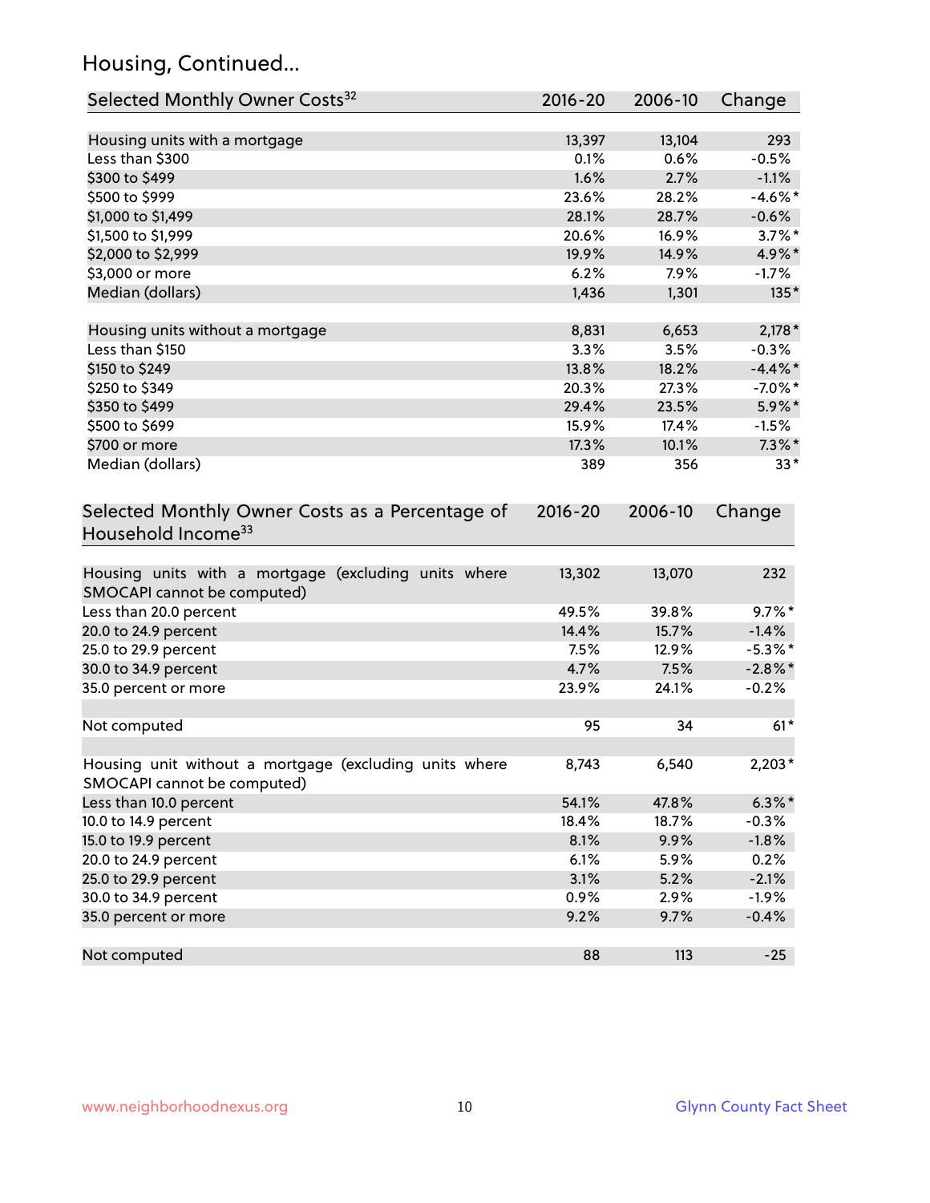## Housing, Continued...

| Selected Monthly Owner Costs[32] | 2016-20 | 2006-10 | Change |
|---|---|---|---|
| Housing units with a mortgage | 13,397 | 13,104 | 293 |
| Less than $300 | 0.1% | 0.6% | -0.5% |
| $300 to $499 | 1.6% | 2.7% | -1.1% |
| $500 to $999 | 23.6% | 28.2% | -4.6%* |
| $1,000 to $1,499 | 28.1% | 28.7% | -0.6% |
| $1,500 to $1,999 | 20.6% | 16.9% | 3.7%* |
| $2,000 to $2,999 | 19.9% | 14.9% | 4.9%* |
| $3,000 or more | 6.2% | 7.9% | -1.7% |
| Median (dollars) | 1,436 | 1,301 | 135* |
| | | | |
| Housing units without a mortgage | 8,831 | 6,653 | 2,178* |
| Less than $150 | 3.3% | 3.5% | -0.3% |
| $150 to $249 | 13.8% | 18.2% | -4.4%* |
| $250 to $349 | 20.3% | 27.3% | -7.0%* |
| $350 to $499 | 29.4% | 23.5% | 5.9%* |
| $500 to $699 | 15.9% | 17.4% | -1.5% |
| $700 or more | 17.3% | 10.1% | 7.3%* |
| Median (dollars) | 389 | 356 | 33* |

| Selected Monthly Owner Costs as a Percentage of Household Income[33] | 2016-20 | 2006-10 | Change |
|---|---|---|---|
| Housing units with a mortgage (excluding units where SMOCAPI cannot be computed) | 13,302 | 13,070 | 232 |
| Less than 20.0 percent | 49.5% | 39.8% | 9.7%* |
| 20.0 to 24.9 percent | 14.4% | 15.7% | -1.4% |
| 25.0 to 29.9 percent | 7.5% | 12.9% | -5.3%* |
| 30.0 to 34.9 percent | 4.7% | 7.5% | -2.8%* |
| 35.0 percent or more | 23.9% | 24.1% | -0.2% |
| | | | |
| Not computed | 95 | 34 | 61* |
| | | | |
| Housing unit without a mortgage (excluding units where SMOCAPI cannot be computed) | 8,743 | 6,540 | 2,203* |
| Less than 10.0 percent | 54.1% | 47.8% | 6.3%* |
| 10.0 to 14.9 percent | 18.4% | 18.7% | -0.3% |
| 15.0 to 19.9 percent | 8.1% | 9.9% | -1.8% |
| 20.0 to 24.9 percent | 6.1% | 5.9% | 0.2% |
| 25.0 to 29.9 percent | 3.1% | 5.2% | -2.1% |
| 30.0 to 34.9 percent | 0.9% | 2.9% | -1.9% |
| 35.0 percent or more | 9.2% | 9.7% | -0.4% |
| | | | |
| Not computed | 88 | 113 | -25 |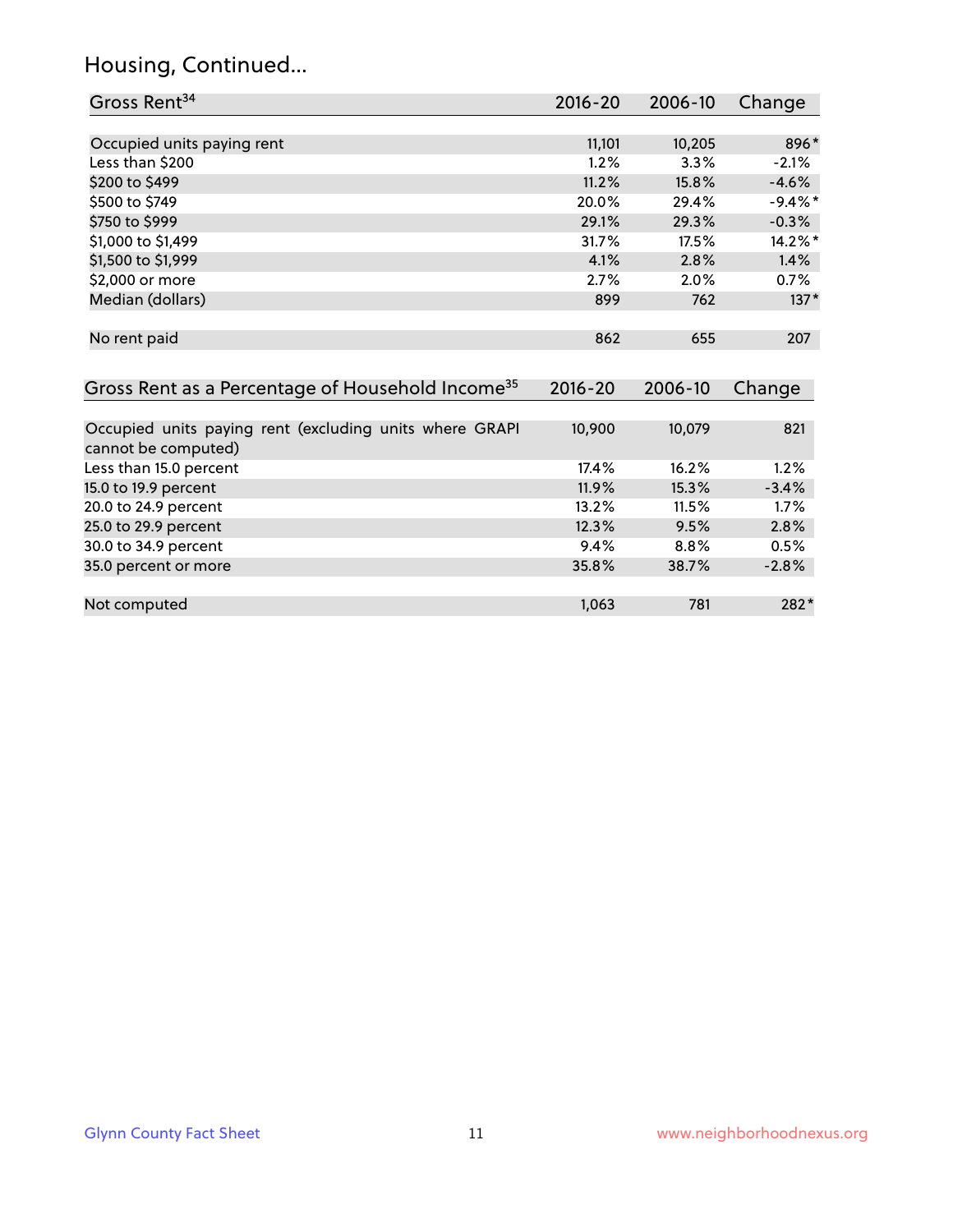## Housing, Continued...

| Gross Rent[34] | 2016-20 | 2006-10 | Change |
|---|---|---|---|
| Occupied units paying rent | 11,101 | 10,205 | 896* |
| Less than $200 | 1.2% | 3.3% | -2.1% |
| $200 to $499 | 11.2% | 15.8% | -4.6% |
| $500 to $749 | 20.0% | 29.4% | -9.4%* |
| $750 to $999 | 29.1% | 29.3% | -0.3% |
| $1,000 to $1,499 | 31.7% | 17.5% | 14.2%* |
| $1,500 to $1,999 | 4.1% | 2.8% | 1.4% |
| $2,000 or more | 2.7% | 2.0% | 0.7% |
| Median (dollars) | 899 | 762 | 137* |
| No rent paid | 862 | 655 | 207 |

| Gross Rent as a Percentage of Household Income[35] | 2016-20 | 2006-10 | Change |
|---|---|---|---|
| Occupied units paying rent (excluding units where GRAPI cannot be computed) | 10,900 | 10,079 | 821 |
| Less than 15.0 percent | 17.4% | 16.2% | 1.2% |
| 15.0 to 19.9 percent | 11.9% | 15.3% | -3.4% |
| 20.0 to 24.9 percent | 13.2% | 11.5% | 1.7% |
| 25.0 to 29.9 percent | 12.3% | 9.5% | 2.8% |
| 30.0 to 34.9 percent | 9.4% | 8.8% | 0.5% |
| 35.0 percent or more | 35.8% | 38.7% | -2.8% |
| Not computed | 1,063 | 781 | 282* |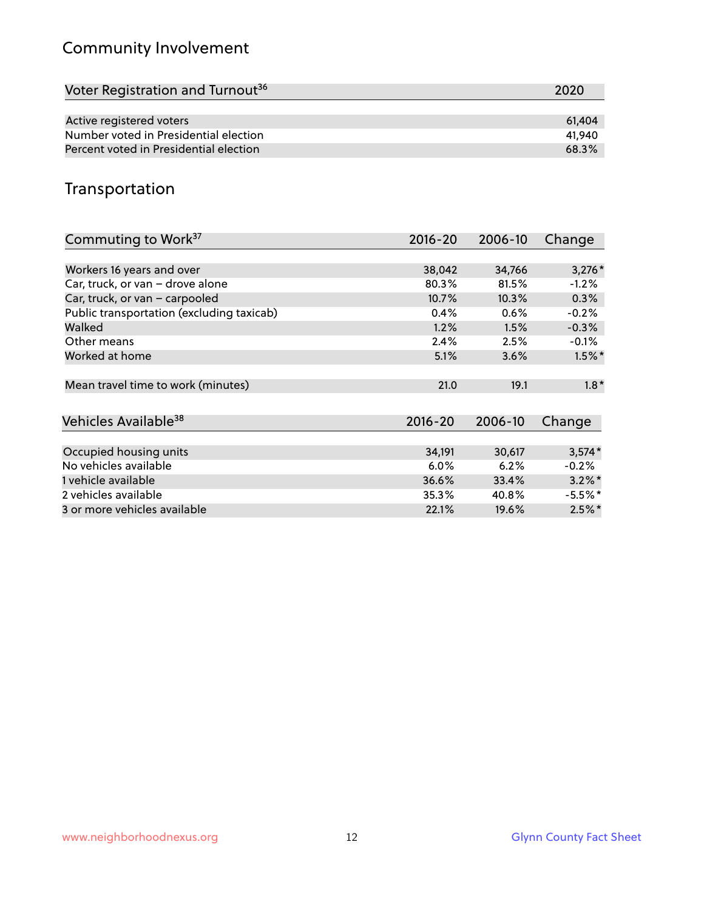## Community Involvement

| Voter Registration and Turnout[36] | 2020 |
|---|---|
| Active registered voters | 61,404 |
| Number voted in Presidential election | 41,940 |
| Percent voted in Presidential election | 68.3% |

## Transportation

| Commuting to Work[37] | 2016-20 | 2006-10 | Change |
|---|---|---|---|
| Workers 16 years and over | 38,042 | 34,766 | 3,276* |
| Car, truck, or van – drove alone | 80.3% | 81.5% | -1.2% |
| Car, truck, or van – carpooled | 10.7% | 10.3% | 0.3% |
| Public transportation (excluding taxicab) | 0.4% | 0.6% | -0.2% |
| Walked | 1.2% | 1.5% | -0.3% |
| Other means | 2.4% | 2.5% | -0.1% |
| Worked at home | 5.1% | 3.6% | 1.5%* |
| Mean travel time to work (minutes) | 21.0 | 19.1 | 1.8* |

| Vehicles Available[38] | 2016-20 | 2006-10 | Change |
|---|---|---|---|
| Occupied housing units | 34,191 | 30,617 | 3,574* |
| No vehicles available | 6.0% | 6.2% | -0.2% |
| 1 vehicle available | 36.6% | 33.4% | 3.2%* |
| 2 vehicles available | 35.3% | 40.8% | -5.5%* |
| 3 or more vehicles available | 22.1% | 19.6% | 2.5%* |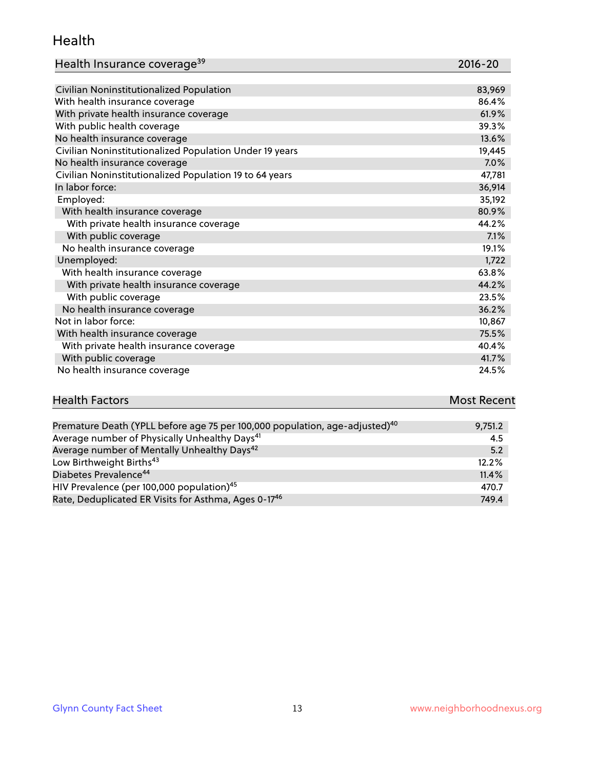## Health

| Health Insurance coverage[39] | 2016-20 |
|---|---|
| Civilian Noninstitutionalized Population | 83,969 |
| With health insurance coverage | 86.4% |
| With private health insurance coverage | 61.9% |
| With public health coverage | 39.3% |
| No health insurance coverage | 13.6% |
| Civilian Noninstitutionalized Population Under 19 years | 19,445 |
| No health insurance coverage | 7.0% |
| Civilian Noninstitutionalized Population 19 to 64 years | 47,781 |
| In labor force: | 36,914 |
| Employed: | 35,192 |
| With health insurance coverage | 80.9% |
| With private health insurance coverage | 44.2% |
| With public coverage | 7.1% |
| No health insurance coverage | 19.1% |
| Unemployed: | 1,722 |
| With health insurance coverage | 63.8% |
| With private health insurance coverage | 44.2% |
| With public coverage | 23.5% |
| No health insurance coverage | 36.2% |
| Not in labor force: | 10,867 |
| With health insurance coverage | 75.5% |
| With private health insurance coverage | 40.4% |
| With public coverage | 41.7% |
| No health insurance coverage | 24.5% |

| Health Factors | Most Recent |
|---|---|
| Premature Death (YPLL before age 75 per 100,000 population, age-adjusted)[40] | 9,751.2 |
| Average number of Physically Unhealthy Days[41] | 4.5 |
| Average number of Mentally Unhealthy Days[42] | 5.2 |
| Low Birthweight Births[43] | 12.2% |
| Diabetes Prevalence[44] | 11.4% |
| HIV Prevalence (per 100,000 population)[45] | 470.7 |
| Rate, Deduplicated ER Visits for Asthma, Ages 0-17[46] | 749.4 |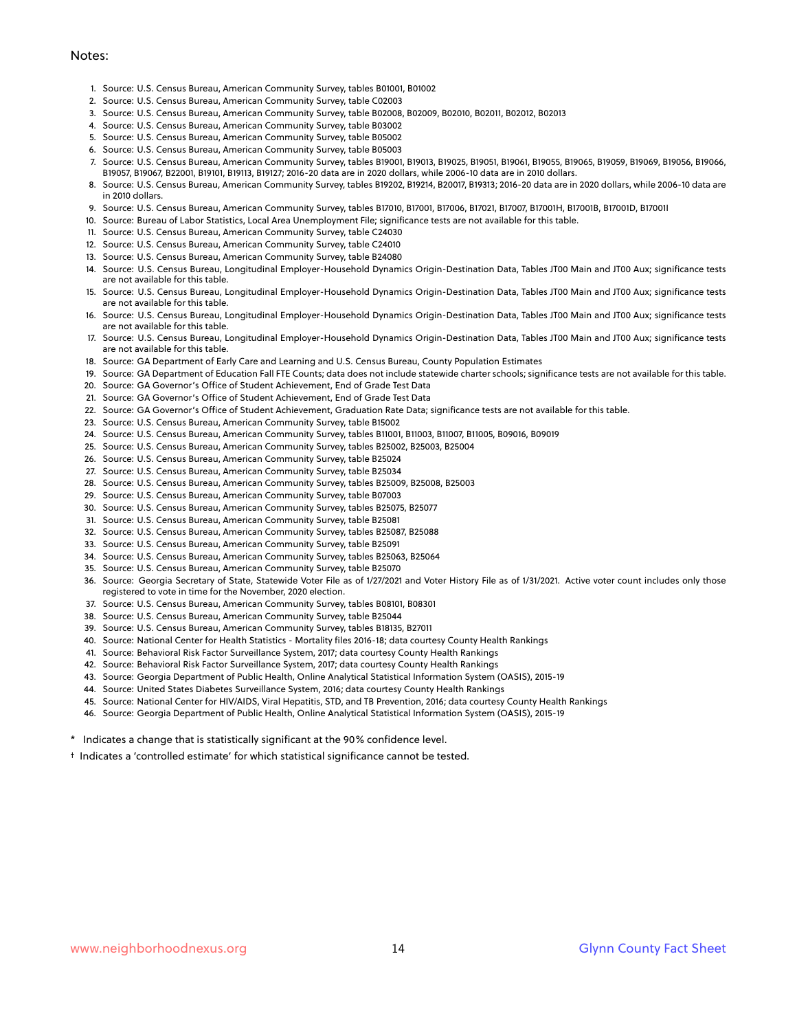Notes:

1. Source: U.S. Census Bureau, American Community Survey, tables B01001, B01002
2. Source: U.S. Census Bureau, American Community Survey, table C02003
3. Source: U.S. Census Bureau, American Community Survey, table B02008, B02009, B02010, B02011, B02012, B02013
4. Source: U.S. Census Bureau, American Community Survey, table B03002
5. Source: U.S. Census Bureau, American Community Survey, table B05002
6. Source: U.S. Census Bureau, American Community Survey, table B05003
7. Source: U.S. Census Bureau, American Community Survey, tables B19001, B19013, B19025, B19051, B19061, B19055, B19065, B19059, B19069, B19056, B19066, B19057, B19067, B22001, B19101, B19113, B19127; 2016-20 data are in 2020 dollars, while 2006-10 data are in 2010 dollars.
8. Source: U.S. Census Bureau, American Community Survey, tables B19202, B19214, B20017, B19313; 2016-20 data are in 2020 dollars, while 2006-10 data are in 2010 dollars.
9. Source: U.S. Census Bureau, American Community Survey, tables B17010, B17001, B17006, B17021, B17007, B17001H, B17001B, B17001D, B17001I
10. Source: Bureau of Labor Statistics, Local Area Unemployment File; significance tests are not available for this table.
11. Source: U.S. Census Bureau, American Community Survey, table C24030
12. Source: U.S. Census Bureau, American Community Survey, table C24010
13. Source: U.S. Census Bureau, American Community Survey, table B24080
14. Source: U.S. Census Bureau, Longitudinal Employer-Household Dynamics Origin-Destination Data, Tables JT00 Main and JT00 Aux; significance tests are not available for this table.
15. Source: U.S. Census Bureau, Longitudinal Employer-Household Dynamics Origin-Destination Data, Tables JT00 Main and JT00 Aux; significance tests are not available for this table.
16. Source: U.S. Census Bureau, Longitudinal Employer-Household Dynamics Origin-Destination Data, Tables JT00 Main and JT00 Aux; significance tests are not available for this table.
17. Source: U.S. Census Bureau, Longitudinal Employer-Household Dynamics Origin-Destination Data, Tables JT00 Main and JT00 Aux; significance tests are not available for this table.
18. Source: GA Department of Early Care and Learning and U.S. Census Bureau, County Population Estimates
19. Source: GA Department of Education Fall FTE Counts; data does not include statewide charter schools; significance tests are not available for this table.
20. Source: GA Governor's Office of Student Achievement, End of Grade Test Data
21. Source: GA Governor's Office of Student Achievement, End of Grade Test Data
22. Source: GA Governor's Office of Student Achievement, Graduation Rate Data; significance tests are not available for this table.
23. Source: U.S. Census Bureau, American Community Survey, table B15002
24. Source: U.S. Census Bureau, American Community Survey, tables B11001, B11003, B11007, B11005, B09016, B09019
25. Source: U.S. Census Bureau, American Community Survey, tables B25002, B25003, B25004
26. Source: U.S. Census Bureau, American Community Survey, table B25024
27. Source: U.S. Census Bureau, American Community Survey, table B25034
28. Source: U.S. Census Bureau, American Community Survey, tables B25009, B25008, B25003
29. Source: U.S. Census Bureau, American Community Survey, table B07003
30. Source: U.S. Census Bureau, American Community Survey, tables B25075, B25077
31. Source: U.S. Census Bureau, American Community Survey, table B25081
32. Source: U.S. Census Bureau, American Community Survey, tables B25087, B25088
33. Source: U.S. Census Bureau, American Community Survey, table B25091
34. Source: U.S. Census Bureau, American Community Survey, tables B25063, B25064
35. Source: U.S. Census Bureau, American Community Survey, table B25070
36. Source: Georgia Secretary of State, Statewide Voter File as of 1/27/2021 and Voter History File as of 1/31/2021. Active voter count includes only those registered to vote in time for the November, 2020 election.
37. Source: U.S. Census Bureau, American Community Survey, tables B08101, B08301
38. Source: U.S. Census Bureau, American Community Survey, table B25044
39. Source: U.S. Census Bureau, American Community Survey, tables B18135, B27011
40. Source: National Center for Health Statistics - Mortality files 2016-18; data courtesy County Health Rankings
41. Source: Behavioral Risk Factor Surveillance System, 2017; data courtesy County Health Rankings
42. Source: Behavioral Risk Factor Surveillance System, 2017; data courtesy County Health Rankings
43. Source: Georgia Department of Public Health, Online Analytical Statistical Information System (OASIS), 2015-19
44. Source: United States Diabetes Surveillance System, 2016; data courtesy County Health Rankings
45. Source: National Center for HIV/AIDS, Viral Hepatitis, STD, and TB Prevention, 2016; data courtesy County Health Rankings
46. Source: Georgia Department of Public Health, Online Analytical Statistical Information System (OASIS), 2015-19

\* Indicates a change that is statistically significant at the 90% confidence level.

† Indicates a 'controlled estimate' for which statistical significance cannot be tested.